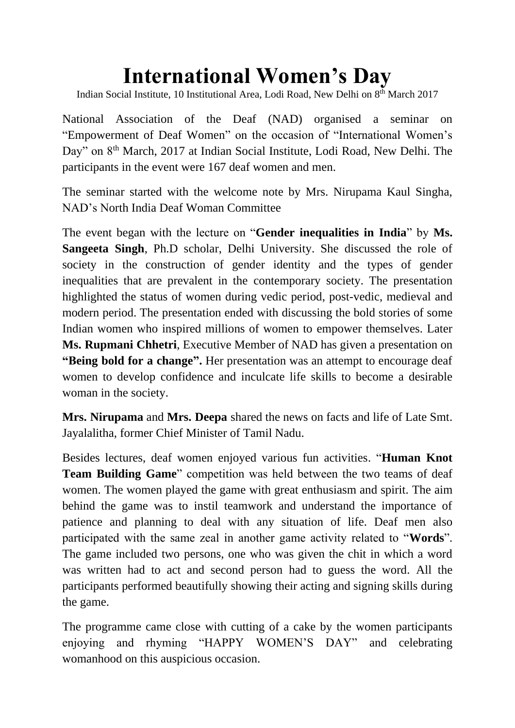# International Women's Day

Indian Social Institute, 10 Institutional Area, Lodi Road, New Delhi on 8th March 2017

National Association of the Deaf (NAD) organised a seminar on "Empowerment of Deaf Women" on the occasion of "International Women's Day" on 8th March, 2017 at Indian Social Institute, Lodi Road, New Delhi. The participants in the event were 167 deaf women and men.

The seminar started with the welcome note by Mrs. Nirupama Kaul Singha, NAD's North India Deaf Woman Committee

The event began with the lecture on "**Gender inequalities in India**" by **Ms. Sangeeta Singh**, Ph.D scholar, Delhi University. She discussed the role of society in the construction of gender identity and the types of gender inequalities that are prevalent in the contemporary society. The presentation highlighted the status of women during vedic period, post-vedic, medieval and modern period. The presentation ended with discussing the bold stories of some Indian women who inspired millions of women to empower themselves. Later **Ms. Rupmani Chhetri**, Executive Member of NAD has given a presentation on **"Being bold for a change".** Her presentation was an attempt to encourage deaf women to develop confidence and inculcate life skills to become a desirable woman in the society.

**Mrs. Nirupama** and **Mrs. Deepa** shared the news on facts and life of Late Smt. Jayalalitha, former Chief Minister of Tamil Nadu.

Besides lectures, deaf women enjoyed various fun activities. "**Human Knot Team Building Game**" competition was held between the two teams of deaf women. The women played the game with great enthusiasm and spirit. The aim behind the game was to instil teamwork and understand the importance of patience and planning to deal with any situation of life. Deaf men also participated with the same zeal in another game activity related to "**Words**". The game included two persons, one who was given the chit in which a word was written had to act and second person had to guess the word. All the participants performed beautifully showing their acting and signing skills during the game.

The programme came close with cutting of a cake by the women participants enjoying and rhyming "HAPPY WOMEN'S DAY" and celebrating womanhood on this auspicious occasion.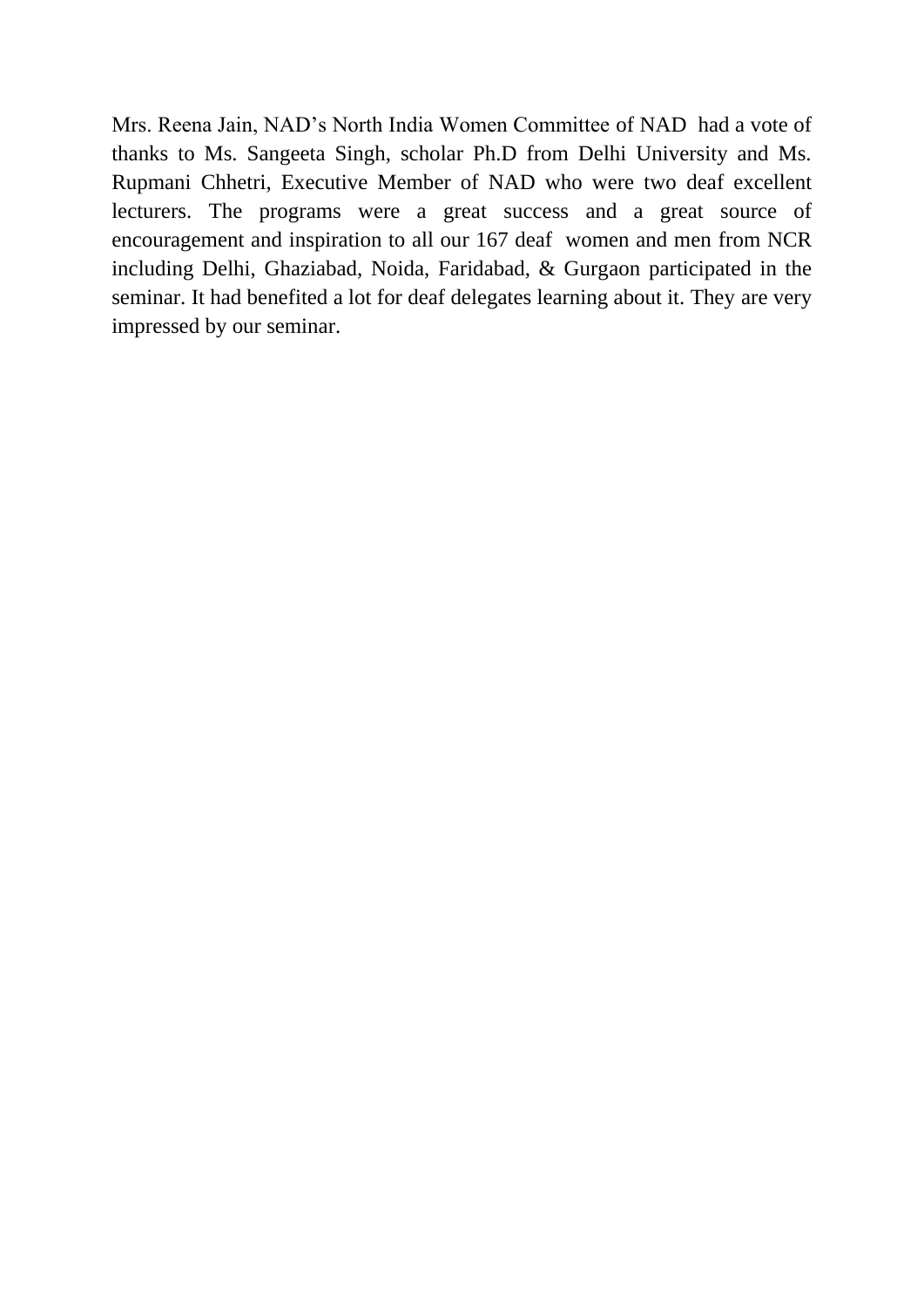Mrs. Reena Jain, NAD's North India Women Committee of NAD had a vote of thanks to Ms. Sangeeta Singh, scholar Ph.D from Delhi University and Ms. Rupmani Chhetri, Executive Member of NAD who were two deaf excellent lecturers. The programs were a great success and a great source of encouragement and inspiration to all our 167 deaf women and men from NCR including Delhi, Ghaziabad, Noida, Faridabad, & Gurgaon participated in the seminar. It had benefited a lot for deaf delegates learning about it. They are very impressed by our seminar.